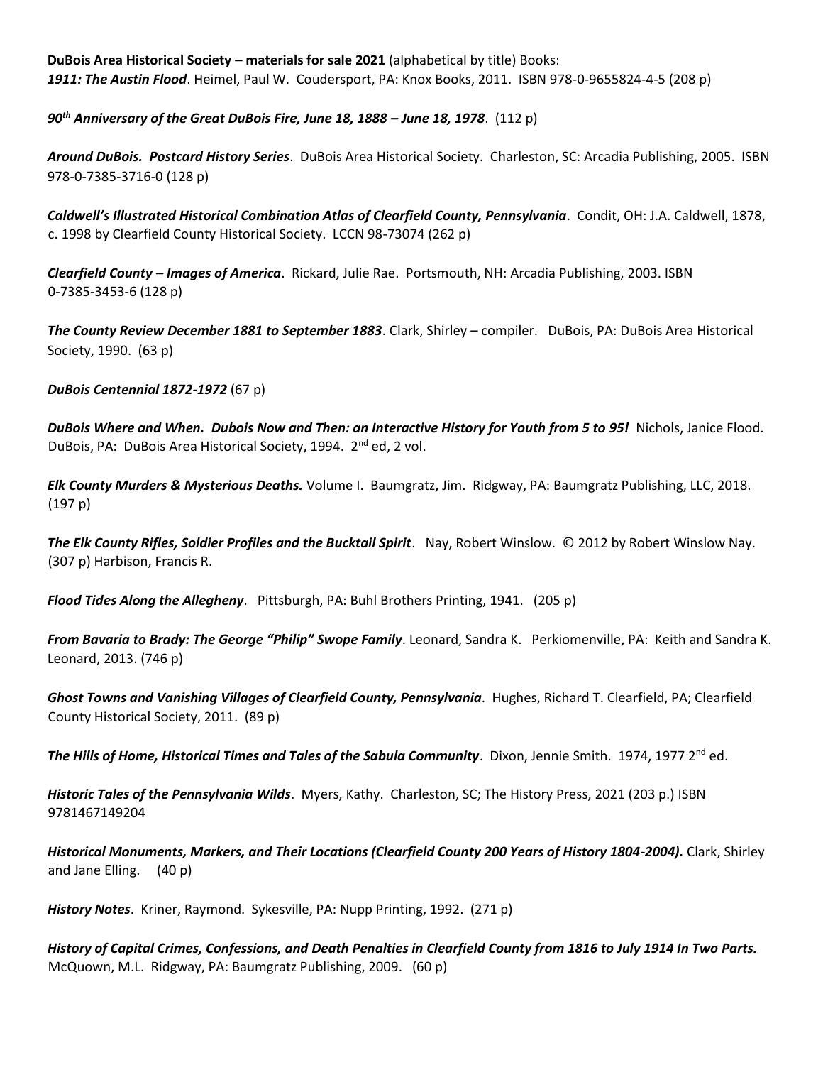**DuBois Area Historical Society – materials for sale 2021** (alphabetical by title) Books:
***1911: The Austin Flood***. Heimel, Paul W. Coudersport, PA: Knox Books, 2011. ISBN 978-0-9655824-4-5 (208 p)

***90th Anniversary of the Great DuBois Fire, June 18, 1888 – June 18, 1978***. (112 p)

***Around DuBois. Postcard History Series***. DuBois Area Historical Society. Charleston, SC: Arcadia Publishing, 2005. ISBN 978-0-7385-3716-0 (128 p)

***Caldwell's Illustrated Historical Combination Atlas of Clearfield County, Pennsylvania***. Condit, OH: J.A. Caldwell, 1878, c. 1998 by Clearfield County Historical Society. LCCN 98-73074 (262 p)

***Clearfield County – Images of America***. Rickard, Julie Rae. Portsmouth, NH: Arcadia Publishing, 2003. ISBN 0-7385-3453-6 (128 p)

***The County Review December 1881 to September 1883***. Clark, Shirley – compiler. DuBois, PA: DuBois Area Historical Society, 1990. (63 p)

***DuBois Centennial 1872-1972*** (67 p)

***DuBois Where and When. Dubois Now and Then: an Interactive History for Youth from 5 to 95!*** Nichols, Janice Flood. DuBois, PA: DuBois Area Historical Society, 1994. 2nd ed, 2 vol.

***Elk County Murders & Mysterious Deaths.*** Volume I. Baumgratz, Jim. Ridgway, PA: Baumgratz Publishing, LLC, 2018. (197 p)

***The Elk County Rifles, Soldier Profiles and the Bucktail Spirit***. Nay, Robert Winslow. © 2012 by Robert Winslow Nay. (307 p) Harbison, Francis R.

***Flood Tides Along the Allegheny***. Pittsburgh, PA: Buhl Brothers Printing, 1941. (205 p)

***From Bavaria to Brady: The George "Philip" Swope Family***. Leonard, Sandra K. Perkiomenville, PA: Keith and Sandra K. Leonard, 2013. (746 p)

***Ghost Towns and Vanishing Villages of Clearfield County, Pennsylvania***. Hughes, Richard T. Clearfield, PA; Clearfield County Historical Society, 2011. (89 p)

***The Hills of Home, Historical Times and Tales of the Sabula Community***. Dixon, Jennie Smith. 1974, 1977 2nd ed.

***Historic Tales of the Pennsylvania Wilds***. Myers, Kathy. Charleston, SC; The History Press, 2021 (203 p.) ISBN 9781467149204

***Historical Monuments, Markers, and Their Locations (Clearfield County 200 Years of History 1804-2004).*** Clark, Shirley and Jane Elling. (40 p)

***History Notes***. Kriner, Raymond. Sykesville, PA: Nupp Printing, 1992. (271 p)

***History of Capital Crimes, Confessions, and Death Penalties in Clearfield County from 1816 to July 1914 In Two Parts.*** McQuown, M.L. Ridgway, PA: Baumgratz Publishing, 2009. (60 p)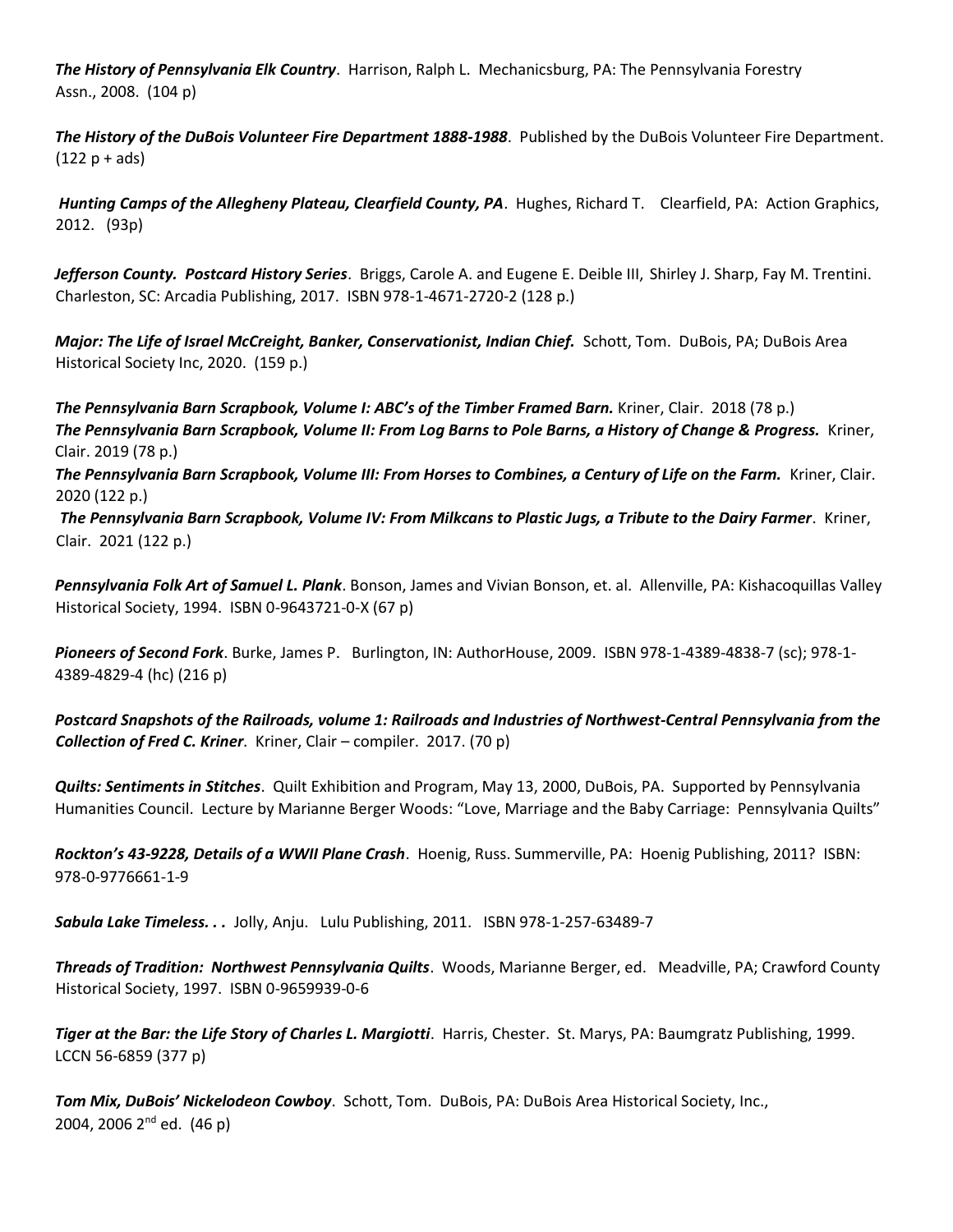***The History of Pennsylvania Elk Country***. Harrison, Ralph L. Mechanicsburg, PA: The Pennsylvania Forestry Assn., 2008. (104 p)

***The History of the DuBois Volunteer Fire Department 1888-1988***. Published by the DuBois Volunteer Fire Department. (122 p + ads)

***Hunting Camps of the Allegheny Plateau, Clearfield County, PA***. Hughes, Richard T. Clearfield, PA: Action Graphics, 2012. (93p)

***Jefferson County. Postcard History Series***. Briggs, Carole A. and Eugene E. Deible III, Shirley J. Sharp, Fay M. Trentini. Charleston, SC: Arcadia Publishing, 2017. ISBN 978-1-4671-2720-2 (128 p.)

***Major: The Life of Israel McCreight, Banker, Conservationist, Indian Chief.*** Schott, Tom. DuBois, PA; DuBois Area Historical Society Inc, 2020. (159 p.)

***The Pennsylvania Barn Scrapbook, Volume I: ABC's of the Timber Framed Barn.*** Kriner, Clair. 2018 (78 p.)
***The Pennsylvania Barn Scrapbook, Volume II: From Log Barns to Pole Barns, a History of Change & Progress.*** Kriner, Clair. 2019 (78 p.)
***The Pennsylvania Barn Scrapbook, Volume III: From Horses to Combines, a Century of Life on the Farm.*** Kriner, Clair. 2020 (122 p.)
***The Pennsylvania Barn Scrapbook, Volume IV: From Milkcans to Plastic Jugs, a Tribute to the Dairy Farmer***. Kriner, Clair. 2021 (122 p.)

***Pennsylvania Folk Art of Samuel L. Plank***. Bonson, James and Vivian Bonson, et. al. Allenville, PA: Kishacoquillas Valley Historical Society, 1994. ISBN 0-9643721-0-X (67 p)

***Pioneers of Second Fork***. Burke, James P. Burlington, IN: AuthorHouse, 2009. ISBN 978-1-4389-4838-7 (sc); 978-1-4389-4829-4 (hc) (216 p)

***Postcard Snapshots of the Railroads, volume 1: Railroads and Industries of Northwest-Central Pennsylvania from the Collection of Fred C. Kriner***. Kriner, Clair – compiler. 2017. (70 p)

***Quilts: Sentiments in Stitches***. Quilt Exhibition and Program, May 13, 2000, DuBois, PA. Supported by Pennsylvania Humanities Council. Lecture by Marianne Berger Woods: "Love, Marriage and the Baby Carriage: Pennsylvania Quilts"

***Rockton's 43-9228, Details of a WWII Plane Crash***. Hoenig, Russ. Summerville, PA: Hoenig Publishing, 2011? ISBN: 978-0-9776661-1-9

***Sabula Lake Timeless. . .*** Jolly, Anju. Lulu Publishing, 2011. ISBN 978-1-257-63489-7

***Threads of Tradition: Northwest Pennsylvania Quilts***. Woods, Marianne Berger, ed. Meadville, PA; Crawford County Historical Society, 1997. ISBN 0-9659939-0-6

***Tiger at the Bar: the Life Story of Charles L. Margiotti***. Harris, Chester. St. Marys, PA: Baumgratz Publishing, 1999. LCCN 56-6859 (377 p)

***Tom Mix, DuBois' Nickelodeon Cowboy***. Schott, Tom. DuBois, PA: DuBois Area Historical Society, Inc., 2004, 2006 2nd ed. (46 p)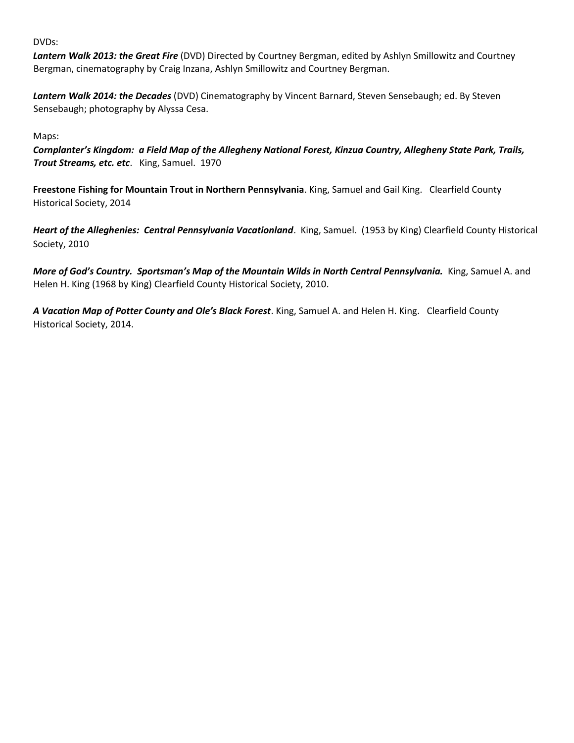DVDs:

***Lantern Walk 2013: the Great Fire*** (DVD) Directed by Courtney Bergman, edited by Ashlyn Smillowitz and Courtney Bergman, cinematography by Craig Inzana, Ashlyn Smillowitz and Courtney Bergman.

***Lantern Walk 2014: the Decades*** (DVD) Cinematography by Vincent Barnard, Steven Sensebaugh; ed. By Steven Sensebaugh; photography by Alyssa Cesa.

Maps:

***Cornplanter's Kingdom: a Field Map of the Allegheny National Forest, Kinzua Country, Allegheny State Park, Trails, Trout Streams, etc. etc***. King, Samuel. 1970

**Freestone Fishing for Mountain Trout in Northern Pennsylvania**. King, Samuel and Gail King. Clearfield County Historical Society, 2014

***Heart of the Alleghenies: Central Pennsylvania Vacationland***. King, Samuel. (1953 by King) Clearfield County Historical Society, 2010

***More of God's Country. Sportsman's Map of the Mountain Wilds in North Central Pennsylvania.*** King, Samuel A. and Helen H. King (1968 by King) Clearfield County Historical Society, 2010.

***A Vacation Map of Potter County and Ole's Black Forest***. King, Samuel A. and Helen H. King. Clearfield County Historical Society, 2014.